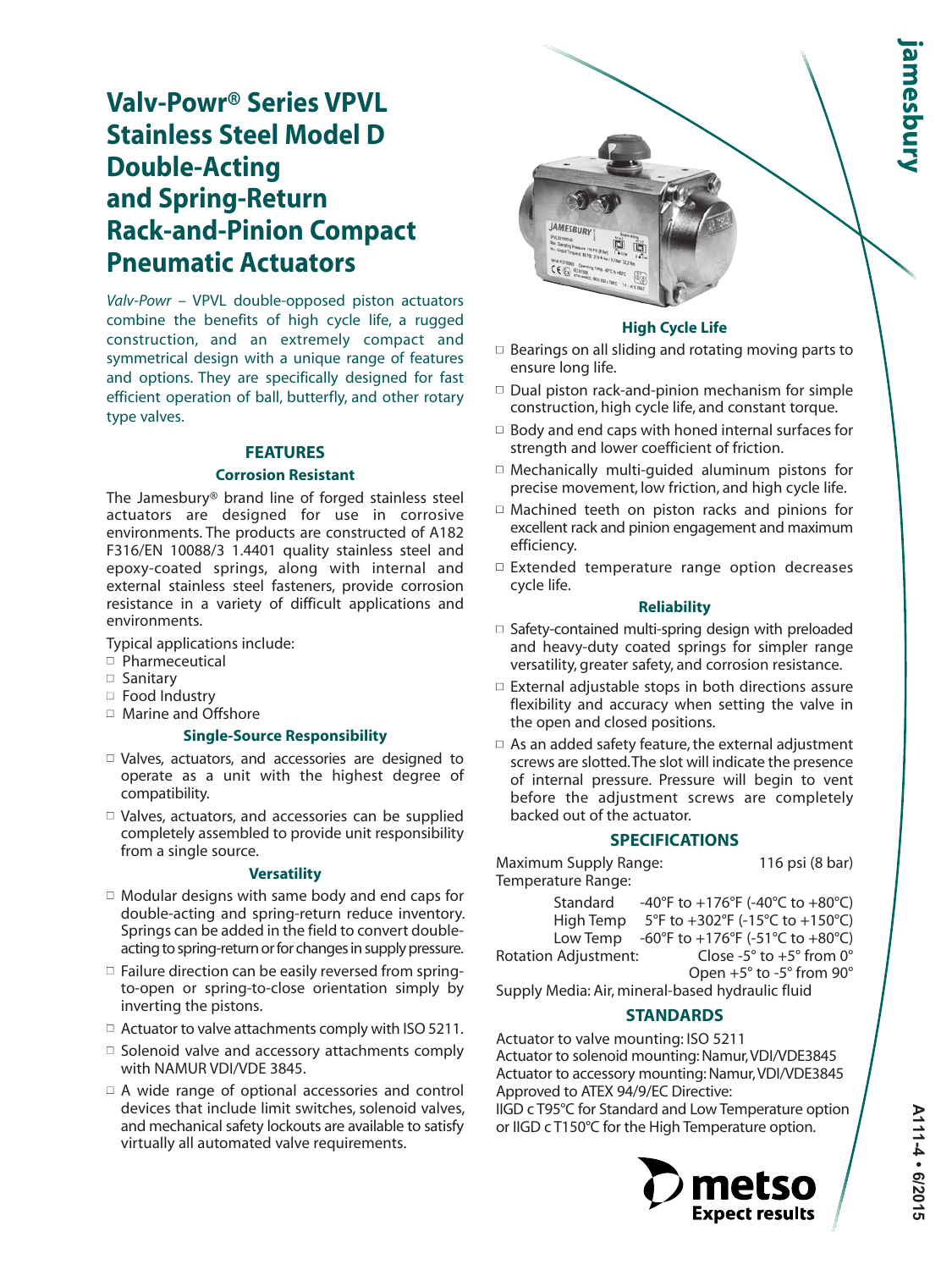# Valv-Powr® Series VPVL Stainless Steel Model D Double-Acting and Spring-Return Rack-and-Pinion Compact Pneumatic Actuators

*Valv-Powr* – VPVL double-opposed piston actuators combine the benefits of high cycle life, a rugged construction, and an extremely compact and symmetrical design with a unique range of features and options. They are specifically designed for fast efficient operation of ball, butterfly, and other rotary type valves.

## FEATURES

### Corrosion Resistant

The Jamesbury® brand line of forged stainless steel actuators are designed for use in corrosive environments. The products are constructed of A182 F316/EN 10088/3 1.4401 quality stainless steel and epoxy-coated springs, along with internal and external stainless steel fasteners, provide corrosion resistance in a variety of difficult applications and environments.

Typical applications include:

- Pharmeceutical
- Sanitary
- Food Industry
- Marine and Offshore

### Single-Source Responsibility

- Valves, actuators, and accessories are designed to operate as a unit with the highest degree of compatibility.
- Valves, actuators, and accessories can be supplied completely assembled to provide unit responsibility from a single source.

### Versatility

- Modular designs with same body and end caps for double-acting and spring-return reduce inventory. Springs can be added in the field to convert double-acting to spring-return or for changes in supply pressure.
- Failure direction can be easily reversed from spring-to-open or spring-to-close orientation simply by inverting the pistons.
- Actuator to valve attachments comply with ISO 5211.
- Solenoid valve and accessory attachments comply with NAMUR VDI/VDE 3845.
- A wide range of optional accessories and control devices that include limit switches, solenoid valves, and mechanical safety lockouts are available to satisfy virtually all automated valve requirements.

### High Cycle Life

- Bearings on all sliding and rotating moving parts to ensure long life.
- Dual piston rack-and-pinion mechanism for simple construction, high cycle life, and constant torque.
- Body and end caps with honed internal surfaces for strength and lower coefficient of friction.
- Mechanically multi-guided aluminum pistons for precise movement, low friction, and high cycle life.
- Machined teeth on piston racks and pinions for excellent rack and pinion engagement and maximum efficiency.
- Extended temperature range option decreases cycle life.

### Reliability

- Safety-contained multi-spring design with preloaded and heavy-duty coated springs for simpler range versatility, greater safety, and corrosion resistance.
- External adjustable stops in both directions assure flexibility and accuracy when setting the valve in the open and closed positions.
- As an added safety feature, the external adjustment screws are slotted. The slot will indicate the presence of internal pressure. Pressure will begin to vent before the adjustment screws are completely backed out of the actuator.

## SPECIFICATIONS

Maximum Supply Range: 116 psi (8 bar)

Temperature Range:

| | |
|---|---|
| Standard | -40°F to +176°F (-40°C to +80°C) |
| High Temp | 5°F to +302°F (-15°C to +150°C) |
| Low Temp | -60°F to +176°F (-51°C to +80°C) |

Rotation Adjustment: Close -5° to +5° from 0°; Open +5° to -5° from 90°

Supply Media: Air, mineral-based hydraulic fluid

## STANDARDS

Actuator to valve mounting: ISO 5211

Actuator to solenoid mounting: Namur, VDI/VDE3845

Actuator to accessory mounting: Namur, VDI/VDE3845

Approved to ATEX 94/9/EC Directive:

IIGD c T95°C for Standard and Low Temperature option or IIGD c T150°C for the High Temperature option.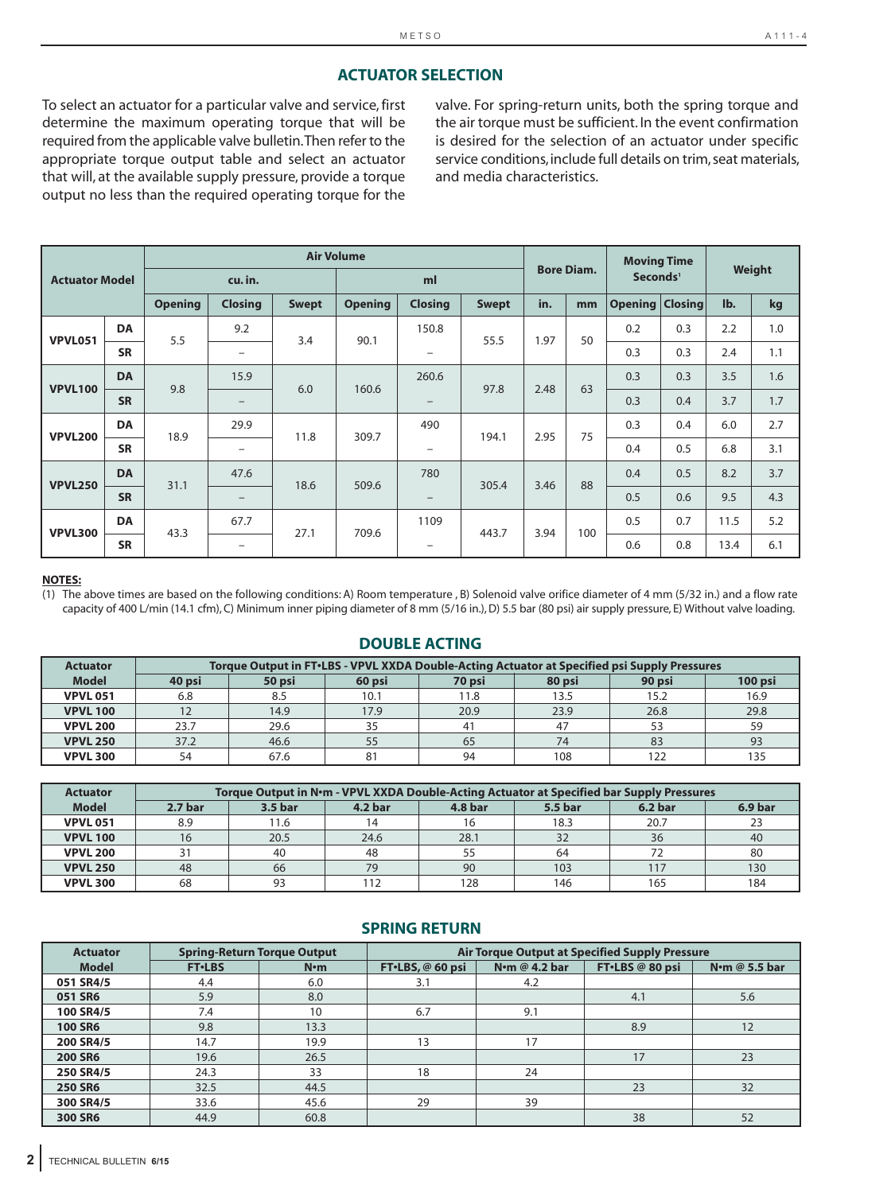## ACTUATOR SELECTION

To select an actuator for a particular valve and service, first determine the maximum operating torque that will be required from the applicable valve bulletin. Then refer to the appropriate torque output table and select an actuator that will, at the available supply pressure, provide a torque output no less than the required operating torque for the valve. For spring-return units, both the spring torque and the air torque must be sufficient. In the event confirmation is desired for the selection of an actuator under specific service conditions, include full details on trim, seat materials, and media characteristics.

| Actuator Model | | Air Volume | | | | | | Bore Diam. | | Moving Time Seconds[1] | | Weight | |
|---|---|---|---|---|---|---|---|---|---|---|---|---|---|
| | | cu. in. | | | ml | | | | | | | | |
| | | Opening | Closing | Swept | Opening | Closing | Swept | in. | mm | Opening | Closing | lb. | kg |
| VPVL051 | DA | 5.5 | 9.2 | 3.4 | 90.1 | 150.8 | 55.5 | 1.97 | 50 | 0.2 | 0.3 | 2.2 | 1.0 |
| | SR | | – | | | – | | | | 0.3 | 0.3 | 2.4 | 1.1 |
| VPVL100 | DA | 9.8 | 15.9 | 6.0 | 160.6 | 260.6 | 97.8 | 2.48 | 63 | 0.3 | 0.3 | 3.5 | 1.6 |
| | SR | | – | | | – | | | | 0.3 | 0.4 | 3.7 | 1.7 |
| VPVL200 | DA | 18.9 | 29.9 | 11.8 | 309.7 | 490 | 194.1 | 2.95 | 75 | 0.3 | 0.4 | 6.0 | 2.7 |
| | SR | | – | | | – | | | | 0.4 | 0.5 | 6.8 | 3.1 |
| VPVL250 | DA | 31.1 | 47.6 | 18.6 | 509.6 | 780 | 305.4 | 3.46 | 88 | 0.4 | 0.5 | 8.2 | 3.7 |
| | SR | | – | | | – | | | | 0.5 | 0.6 | 9.5 | 4.3 |
| VPVL300 | DA | 43.3 | 67.7 | 27.1 | 709.6 | 1109 | 443.7 | 3.94 | 100 | 0.5 | 0.7 | 11.5 | 5.2 |
| | SR | | – | | | – | | | | 0.6 | 0.8 | 13.4 | 6.1 |

**NOTES:**

(1) The above times are based on the following conditions: A) Room temperature , B) Solenoid valve orifice diameter of 4 mm (5/32 in.) and a flow rate capacity of 400 L/min (14.1 cfm), C) Minimum inner piping diameter of 8 mm (5/16 in.), D) 5.5 bar (80 psi) air supply pressure, E) Without valve loading.

## DOUBLE ACTING

| Actuator Model | Torque Output in FT•LBS - VPVL XXDA Double-Acting Actuator at Specified psi Supply Pressures | | | | | | |
|---|---|---|---|---|---|---|---|
| | 40 psi | 50 psi | 60 psi | 70 psi | 80 psi | 90 psi | 100 psi |
| VPVL 051 | 6.8 | 8.5 | 10.1 | 11.8 | 13.5 | 15.2 | 16.9 |
| VPVL 100 | 12 | 14.9 | 17.9 | 20.9 | 23.9 | 26.8 | 29.8 |
| VPVL 200 | 23.7 | 29.6 | 35 | 41 | 47 | 53 | 59 |
| VPVL 250 | 37.2 | 46.6 | 55 | 65 | 74 | 83 | 93 |
| VPVL 300 | 54 | 67.6 | 81 | 94 | 108 | 122 | 135 |

| Actuator Model | Torque Output in N•m - VPVL XXDA Double-Acting Actuator at Specified bar Supply Pressures | | | | | | |
|---|---|---|---|---|---|---|---|
| | 2.7 bar | 3.5 bar | 4.2 bar | 4.8 bar | 5.5 bar | 6.2 bar | 6.9 bar |
| VPVL 051 | 8.9 | 11.6 | 14 | 16 | 18.3 | 20.7 | 23 |
| VPVL 100 | 16 | 20.5 | 24.6 | 28.1 | 32 | 36 | 40 |
| VPVL 200 | 31 | 40 | 48 | 55 | 64 | 72 | 80 |
| VPVL 250 | 48 | 66 | 79 | 90 | 103 | 117 | 130 |
| VPVL 300 | 68 | 93 | 112 | 128 | 146 | 165 | 184 |

## SPRING RETURN

| Actuator Model | Spring-Return Torque Output | | Air Torque Output at Specified Supply Pressure | | | |
|---|---|---|---|---|---|---|
| | FT•LBS | N•m | FT•LBS, @ 60 psi | N•m @ 4.2 bar | FT•LBS @ 80 psi | N•m @ 5.5 bar |
| 051 SR4/5 | 4.4 | 6.0 | 3.1 | 4.2 | | |
| 051 SR6 | 5.9 | 8.0 | | | 4.1 | 5.6 |
| 100 SR4/5 | 7.4 | 10 | 6.7 | 9.1 | | |
| 100 SR6 | 9.8 | 13.3 | | | 8.9 | 12 |
| 200 SR4/5 | 14.7 | 19.9 | 13 | 17 | | |
| 200 SR6 | 19.6 | 26.5 | | | 17 | 23 |
| 250 SR4/5 | 24.3 | 33 | 18 | 24 | | |
| 250 SR6 | 32.5 | 44.5 | | | 23 | 32 |
| 300 SR4/5 | 33.6 | 45.6 | 29 | 39 | | |
| 300 SR6 | 44.9 | 60.8 | | | 38 | 52 |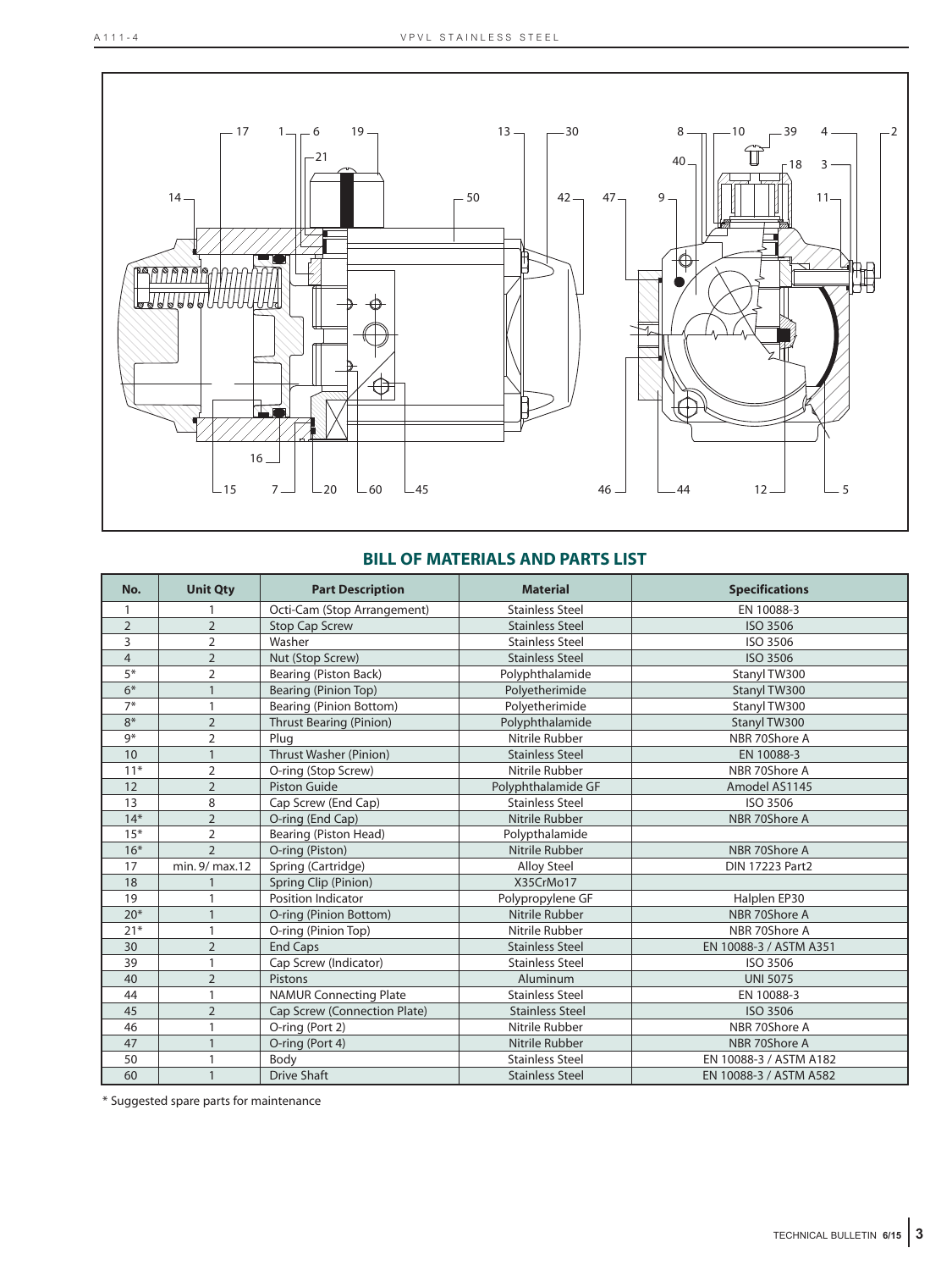## BILL OF MATERIALS AND PARTS LIST

| No. | Unit Qty | Part Description | Material | Specifications |
|---|---|---|---|---|
| 1 | 1 | Octi-Cam (Stop Arrangement) | Stainless Steel | EN 10088-3 |
| 2 | 2 | Stop Cap Screw | Stainless Steel | ISO 3506 |
| 3 | 2 | Washer | Stainless Steel | ISO 3506 |
| 4 | 2 | Nut (Stop Screw) | Stainless Steel | ISO 3506 |
| 5* | 2 | Bearing (Piston Back) | Polyphthalamide | Stanyl TW300 |
| 6* | 1 | Bearing (Pinion Top) | Polyetherimide | Stanyl TW300 |
| 7* | 1 | Bearing (Pinion Bottom) | Polyetherimide | Stanyl TW300 |
| 8* | 2 | Thrust Bearing (Pinion) | Polyphthalamide | Stanyl TW300 |
| 9* | 2 | Plug | Nitrile Rubber | NBR 70Shore A |
| 10 | 1 | Thrust Washer (Pinion) | Stainless Steel | EN 10088-3 |
| 11* | 2 | O-ring (Stop Screw) | Nitrile Rubber | NBR 70Shore A |
| 12 | 2 | Piston Guide | Polyphthalamide GF | Amodel AS1145 |
| 13 | 8 | Cap Screw (End Cap) | Stainless Steel | ISO 3506 |
| 14* | 2 | O-ring (End Cap) | Nitrile Rubber | NBR 70Shore A |
| 15* | 2 | Bearing (Piston Head) | Polypthalamide | |
| 16* | 2 | O-ring (Piston) | Nitrile Rubber | NBR 70Shore A |
| 17 | min. 9/ max.12 | Spring (Cartridge) | Alloy Steel | DIN 17223 Part2 |
| 18 | 1 | Spring Clip (Pinion) | X35CrMo17 | |
| 19 | 1 | Position Indicator | Polypropylene GF | Halplen EP30 |
| 20* | 1 | O-ring (Pinion Bottom) | Nitrile Rubber | NBR 70Shore A |
| 21* | 1 | O-ring (Pinion Top) | Nitrile Rubber | NBR 70Shore A |
| 30 | 2 | End Caps | Stainless Steel | EN 10088-3 / ASTM A351 |
| 39 | 1 | Cap Screw (Indicator) | Stainless Steel | ISO 3506 |
| 40 | 2 | Pistons | Aluminum | UNI 5075 |
| 44 | 1 | NAMUR Connecting Plate | Stainless Steel | EN 10088-3 |
| 45 | 2 | Cap Screw (Connection Plate) | Stainless Steel | ISO 3506 |
| 46 | 1 | O-ring (Port 2) | Nitrile Rubber | NBR 70Shore A |
| 47 | 1 | O-ring (Port 4) | Nitrile Rubber | NBR 70Shore A |
| 50 | 1 | Body | Stainless Steel | EN 10088-3 / ASTM A182 |
| 60 | 1 | Drive Shaft | Stainless Steel | EN 10088-3 / ASTM A582 |

* Suggested spare parts for maintenance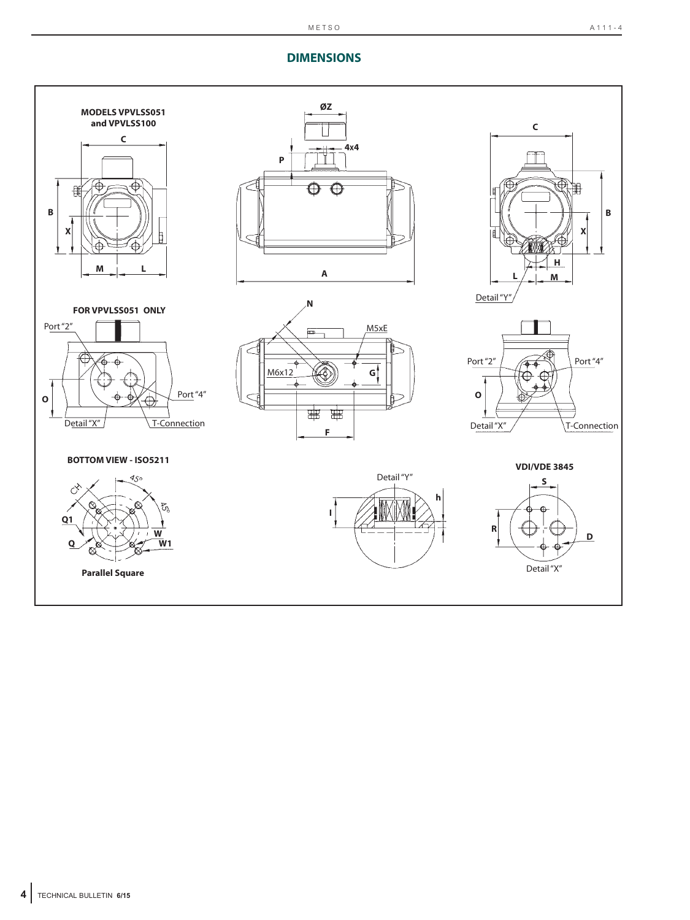## DIMENSIONS

**MODELS VPVLSS051 and VPVLSS100**

C

B

X

M L

ØZ

4x4

P

A

C

B

X

H

L M

Detail "Y"

**FOR VPVLSS051 ONLY**

Port "2"

Port "4"

O

Detail "X"

T-Connection

N

M5xE

M6x12

G

F

Port "2"

Port "4"

O

Detail "X"

T-Connection

**BOTTOM VIEW - ISO5211**

CH

45°

45°

Q1

Q

W

W1

**Parallel Square**

Detail "Y"

h

I

**VDI/VDE 3845**

S

R

D

Detail "X"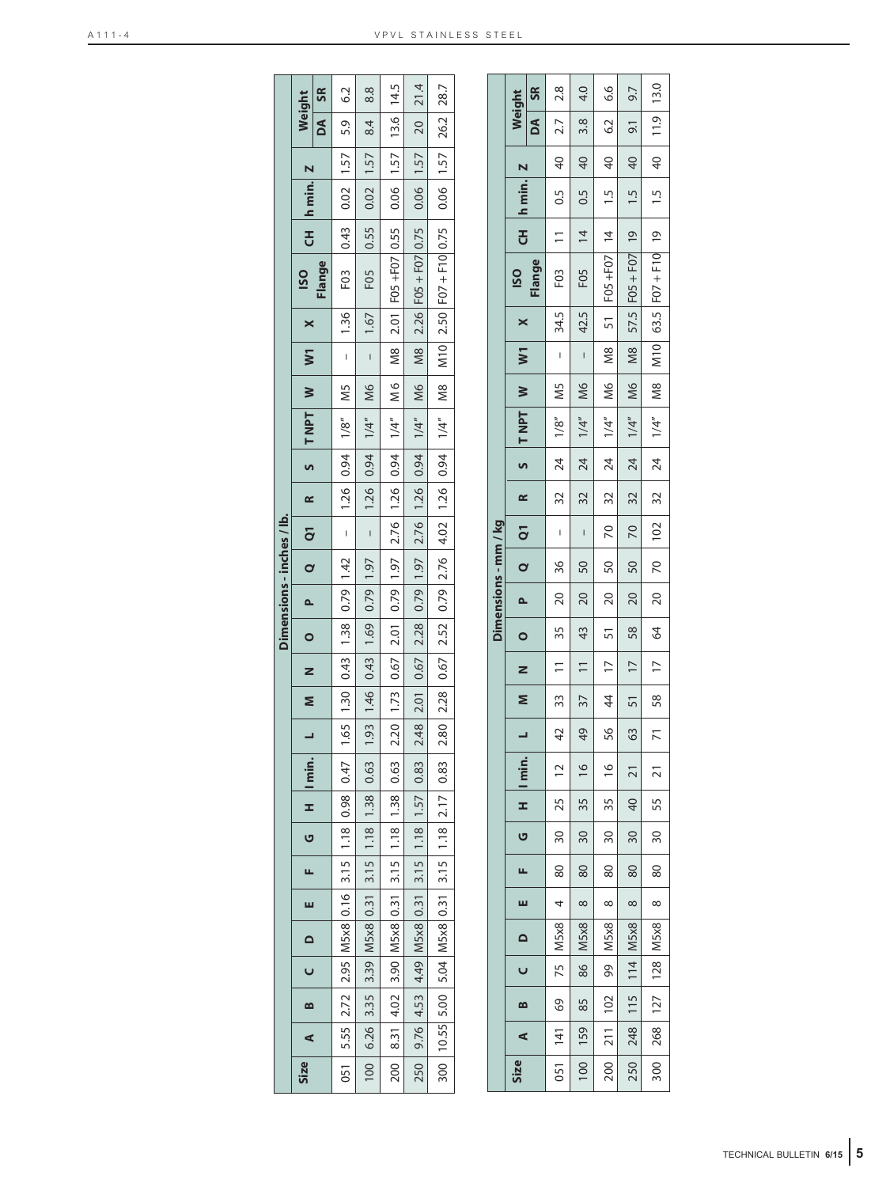| Size | Dimensions - inches / lb. | | | | | | | | | | | | | | | | | | | | | | | | | Weight | |
|---|---|---|---|---|---|---|---|---|---|---|---|---|---|---|---|---|---|---|---|---|---|---|---|---|---|---|---|
| | A | B | C | D | E | F | G | H | l min. | L | M | N | O | P | Q | Q1 | R | S | T NPT | W | W1 | X | ISO Flange | CH | h min. | Z | DA | SR |
| 051 | 5.55 | 2.72 | 2.95 | M5x8 | 0.16 | 3.15 | 1.18 | 0.98 | 0.47 | 1.65 | 1.30 | 0.43 | 1.38 | 0.79 | 1.42 | – | 1.26 | 0.94 | 1/8" | M5 | – | 1.36 | F03 | 0.43 | 0.02 | 1.57 | 5.9 | 6.2 |
| 100 | 6.26 | 3.35 | 3.39 | M5x8 | 0.31 | 3.15 | 1.18 | 1.38 | 0.63 | 1.93 | 1.46 | 0.43 | 1.69 | 0.79 | 1.97 | – | 1.26 | 0.94 | 1/4" | M6 | – | 1.67 | F05 | 0.55 | 0.02 | 1.57 | 8.4 | 8.8 |
| 200 | 8.31 | 4.02 | 3.90 | M5x8 | 0.31 | 3.15 | 1.18 | 1.38 | 0.63 | 2.20 | 1.73 | 0.67 | 2.01 | 0.79 | 1.97 | 2.76 | 1.26 | 0.94 | 1/4" | M 6 | M8 | 2.01 | F05 +F07 | 0.55 | 0.06 | 1.57 | 13.6 | 14.5 |
| 250 | 9.76 | 4.53 | 4.49 | M5x8 | 0.31 | 3.15 | 1.18 | 1.57 | 0.83 | 2.48 | 2.01 | 0.67 | 2.28 | 0.79 | 1.97 | 2.76 | 1.26 | 0.94 | 1/4" | M6 | M8 | 2.26 | F05 + F07 | 0.75 | 0.06 | 1.57 | 20 | 21.4 |
| 300 | 10.55 | 5.00 | 5.04 | M5x8 | 0.31 | 3.15 | 1.18 | 2.17 | 0.83 | 2.80 | 2.28 | 0.67 | 2.52 | 0.79 | 2.76 | 4.02 | 1.26 | 0.94 | 1/4" | M8 | M10 | 2.50 | F07 + F10 | 0.75 | 0.06 | 1.57 | 26.2 | 28.7 |

| Size | Dimensions - mm / kg | | | | | | | | | | | | | | | | | | | | | | | | | Weight | |
|---|---|---|---|---|---|---|---|---|---|---|---|---|---|---|---|---|---|---|---|---|---|---|---|---|---|---|---|
| | A | B | C | D | E | F | G | H | l min. | L | M | N | O | P | Q | Q1 | R | S | T NPT | W | W1 | X | ISO Flange | CH | h min. | Z | DA | SR |
| 051 | 141 | 69 | 75 | M5x8 | 4 | 80 | 30 | 25 | 12 | 42 | 33 | 11 | 35 | 20 | 36 | – | 32 | 24 | 1/8" | M5 | – | 34.5 | F03 | 11 | 0.5 | 40 | 2.7 | 2.8 |
| 100 | 159 | 85 | 86 | M5x8 | 8 | 80 | 30 | 35 | 16 | 49 | 37 | 11 | 43 | 20 | 50 | – | 32 | 24 | 1/4" | M6 | – | 42.5 | F05 | 14 | 0.5 | 40 | 3.8 | 4.0 |
| 200 | 211 | 102 | 99 | M5x8 | 8 | 80 | 30 | 35 | 16 | 56 | 44 | 17 | 51 | 20 | 50 | 70 | 32 | 24 | 1/4" | M6 | M8 | 51 | F05 +F07 | 14 | 1.5 | 40 | 6.2 | 6.6 |
| 250 | 248 | 115 | 114 | M5x8 | 8 | 80 | 30 | 40 | 21 | 63 | 51 | 17 | 58 | 20 | 50 | 70 | 32 | 24 | 1/4" | M6 | M8 | 57.5 | F05 + F07 | 19 | 1.5 | 40 | 9.1 | 9.7 |
| 300 | 268 | 127 | 128 | M5x8 | 8 | 80 | 30 | 55 | 21 | 71 | 58 | 17 | 64 | 20 | 70 | 102 | 32 | 24 | 1/4" | M8 | M10 | 63.5 | F07 + F10 | 19 | 1.5 | 40 | 11.9 | 13.0 |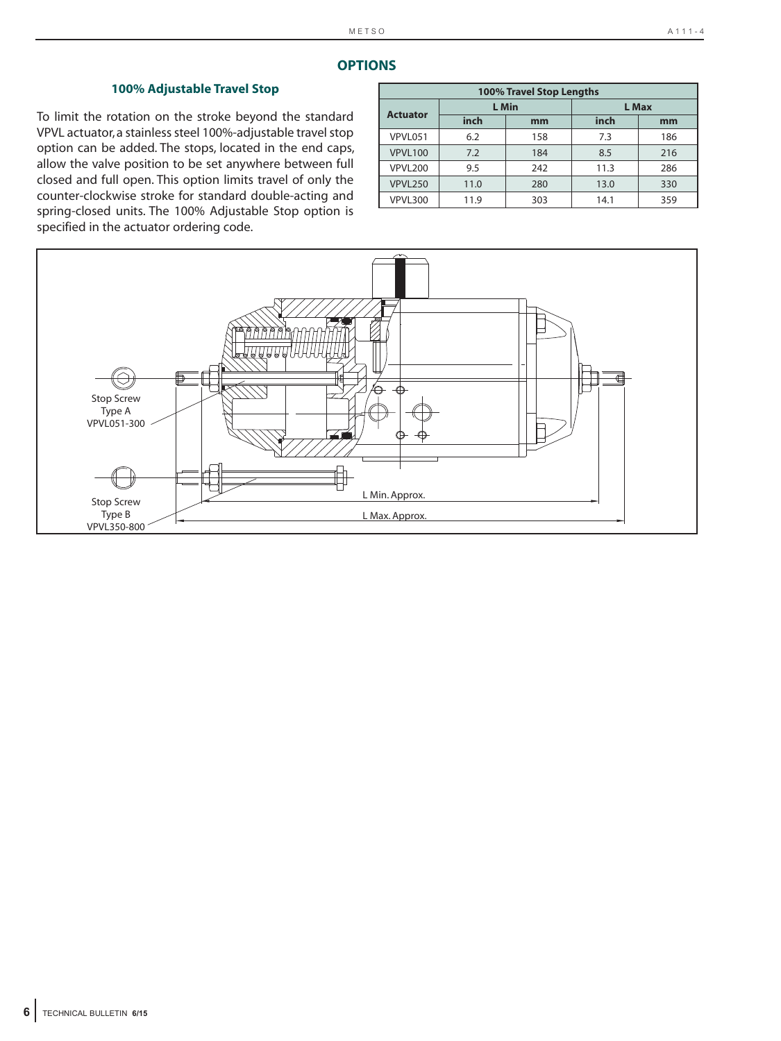## OPTIONS

### 100% Adjustable Travel Stop

To limit the rotation on the stroke beyond the standard VPVL actuator, a stainless steel 100%-adjustable travel stop option can be added. The stops, located in the end caps, allow the valve position to be set anywhere between full closed and full open. This option limits travel of only the counter-clockwise stroke for standard double-acting and spring-closed units. The 100% Adjustable Stop option is specified in the actuator ordering code.

| 100% Travel Stop Lengths | | | | |
|---|---|---|---|---|
| Actuator | L Min | | L Max | |
| | inch | mm | inch | mm |
| VPVL051 | 6.2 | 158 | 7.3 | 186 |
| VPVL100 | 7.2 | 184 | 8.5 | 216 |
| VPVL200 | 9.5 | 242 | 11.3 | 286 |
| VPVL250 | 11.0 | 280 | 13.0 | 330 |
| VPVL300 | 11.9 | 303 | 14.1 | 359 |

Stop Screw Type A VPVL051-300

Stop Screw Type B VPVL350-800

L Min. Approx.

L Max. Approx.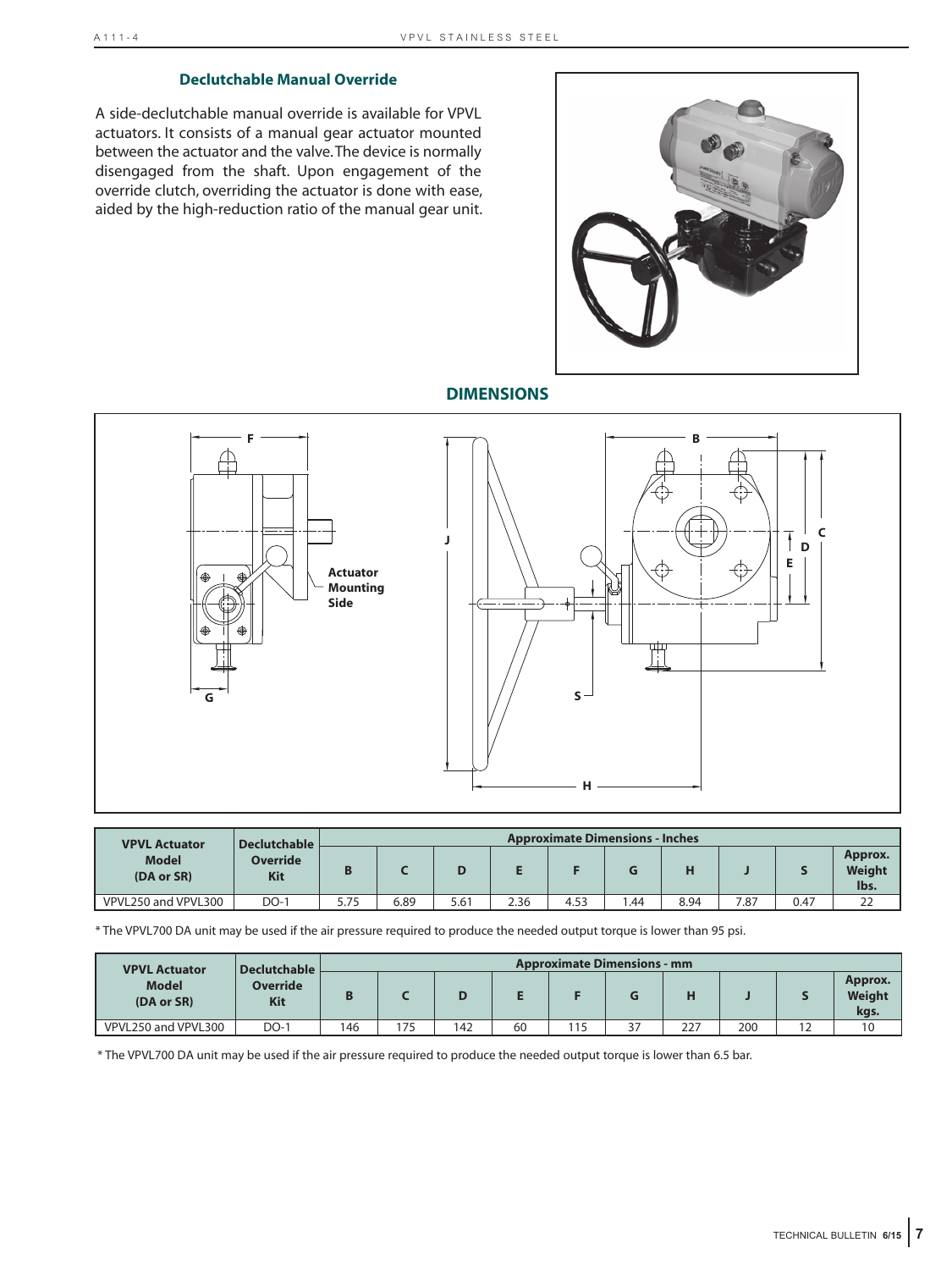### Declutchable Manual Override

A side-declutchable manual override is available for VPVL actuators. It consists of a manual gear actuator mounted between the actuator and the valve. The device is normally disengaged from the shaft. Upon engagement of the override clutch, overriding the actuator is done with ease, aided by the high-reduction ratio of the manual gear unit.

## DIMENSIONS

Actuator Mounting Side

| VPVL Actuator Model (DA or SR) | Declutchable Override Kit | Approximate Dimensions - Inches | | | | | | | | | |
|---|---|---|---|---|---|---|---|---|---|---|---|
| | | B | C | D | E | F | G | H | J | S | Approx. Weight lbs. |
| VPVL250 and VPVL300 | DO-1 | 5.75 | 6.89 | 5.61 | 2.36 | 4.53 | 1.44 | 8.94 | 7.87 | 0.47 | 22 |

* The VPVL700 DA unit may be used if the air pressure required to produce the needed output torque is lower than 95 psi.

| VPVL Actuator Model (DA or SR) | Declutchable Override Kit | Approximate Dimensions - mm | | | | | | | | | |
|---|---|---|---|---|---|---|---|---|---|---|---|
| | | B | C | D | E | F | G | H | J | S | Approx. Weight kgs. |
| VPVL250 and VPVL300 | DO-1 | 146 | 175 | 142 | 60 | 115 | 37 | 227 | 200 | 12 | 10 |

* The VPVL700 DA unit may be used if the air pressure required to produce the needed output torque is lower than 6.5 bar.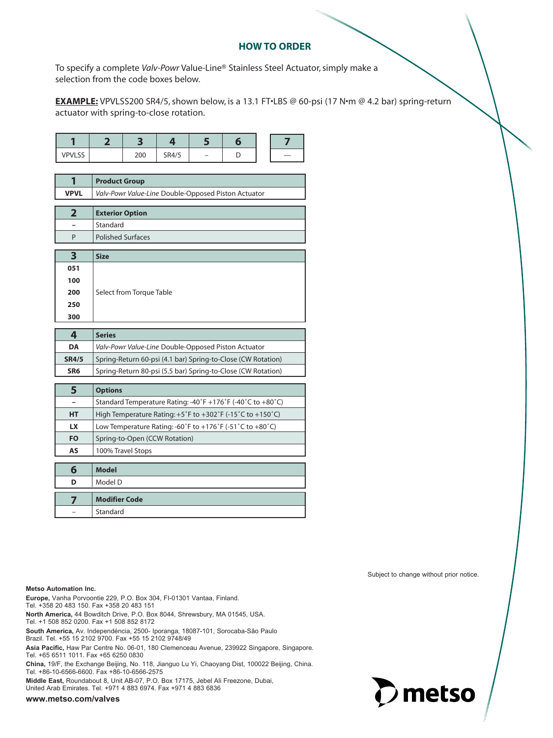## HOW TO ORDER

To specify a complete *Valv-Powr* Value-Line® Stainless Steel Actuator, simply make a selection from the code boxes below.

**EXAMPLE:** VPVLSS200 SR4/5, shown below, is a 13.1 FT•LBS @ 60-psi (17 N•m @ 4.2 bar) spring-return actuator with spring-to-close rotation.

| 1 | 2 | 3 | 4 | 5 | 6 | 7 |
|---|---|---|---|---|---|---|
| VPVLSS | | 200 | SR4/5 | – | D | — |

| 1 | Product Group |
|---|---|
| **VPVL** | *Valv-Powr Value-Line* Double-Opposed Piston Actuator |

| 2 | Exterior Option |
|---|---|
| – | Standard |
| P | Polished Surfaces |

| 3 | Size |
|---|---|
| 051 | Select from Torque Table |
| 100 | |
| 200 | |
| 250 | |
| 300 | |

| 4 | Series |
|---|---|
| DA | *Valv-Powr Value-Line* Double-Opposed Piston Actuator |
| SR4/5 | Spring-Return 60-psi (4.1 bar) Spring-to-Close (CW Rotation) |
| SR6 | Spring-Return 80-psi (5.5 bar) Spring-to-Close (CW Rotation) |

| 5 | Options |
|---|---|
| – | Standard Temperature Rating: -40˚F +176˚F (-40˚C to +80˚C) |
| HT | High Temperature Rating: +5˚F to +302˚F (-15˚C to +150˚C) |
| LX | Low Temperature Rating: -60˚F to +176˚F (-51˚C to +80˚C) |
| FO | Spring-to-Open (CCW Rotation) |
| AS | 100% Travel Stops |

| 6 | Model |
|---|---|
| D | Model D |

| 7 | Modifier Code |
|---|---|
| – | Standard |

Subject to change without prior notice.

**Metso Automation Inc.**

**Europe,** Vanha Porvoontie 229, P.O. Box 304, FI-01301 Vantaa, Finland.
Tel. +358 20 483 150. Fax +358 20 483 151

**North America,** 44 Bowditch Drive, P.O. Box 8044, Shrewsbury, MA 01545, USA.
Tel. +1 508 852 0200. Fax +1 508 852 8172

**South America,** Av. Independência, 2500- Iporanga, 18087-101, Sorocaba-São Paulo
Brazil. Tel. +55 15 2102 9700. Fax +55 15 2102 9748/49

**Asia Pacific,** Haw Par Centre No. 06-01, 180 Clemenceau Avenue, 239922 Singapore, Singapore.
Tel. +65 6511 1011. Fax +65 6250 0830

**China,** 19/F, the Exchange Beijing, No. 118, Jianguo Lu Yi, Chaoyang Dist, 100022 Beijing, China.
Tel. +86-10-6566-6600. Fax +86-10-6566-2575

**Middle East,** Roundabout 8, Unit AB-07, P.O. Box 17175, Jebel Ali Freezone, Dubai,
United Arab Emirates. Tel. +971 4 883 6974. Fax +971 4 883 6836

**www.metso.com/valves**

metso